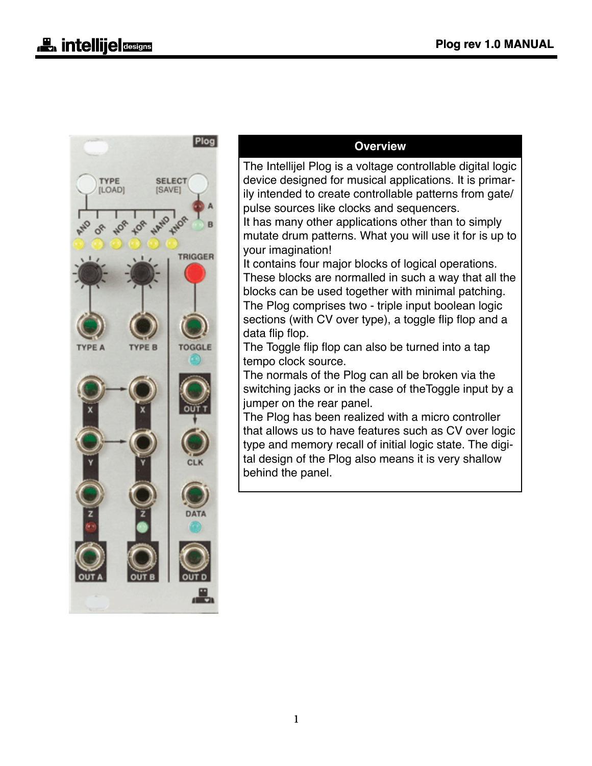## Overview

The Intellijel Plog is a voltage controllable digital logic device designed for musical applications. It is primarily intended to create controllable patterns from gate/pulse sources like clocks and sequencers.

It has many other applications other than to simply mutate drum patterns. What you will use it for is up to your imagination!

It contains four major blocks of logical operations. These blocks are normalled in such a way that all the blocks can be used together with minimal patching.

The Plog comprises two - triple input boolean logic sections (with CV over type), a toggle flip flop and a data flip flop.

The Toggle flip flop can also be turned into a tap tempo clock source.

The normals of the Plog can all be broken via the switching jacks or in the case of theToggle input by a jumper on the rear panel.

The Plog has been realized with a micro controller that allows us to have features such as CV over logic type and memory recall of initial logic state. The digital design of the Plog also means it is very shallow behind the panel.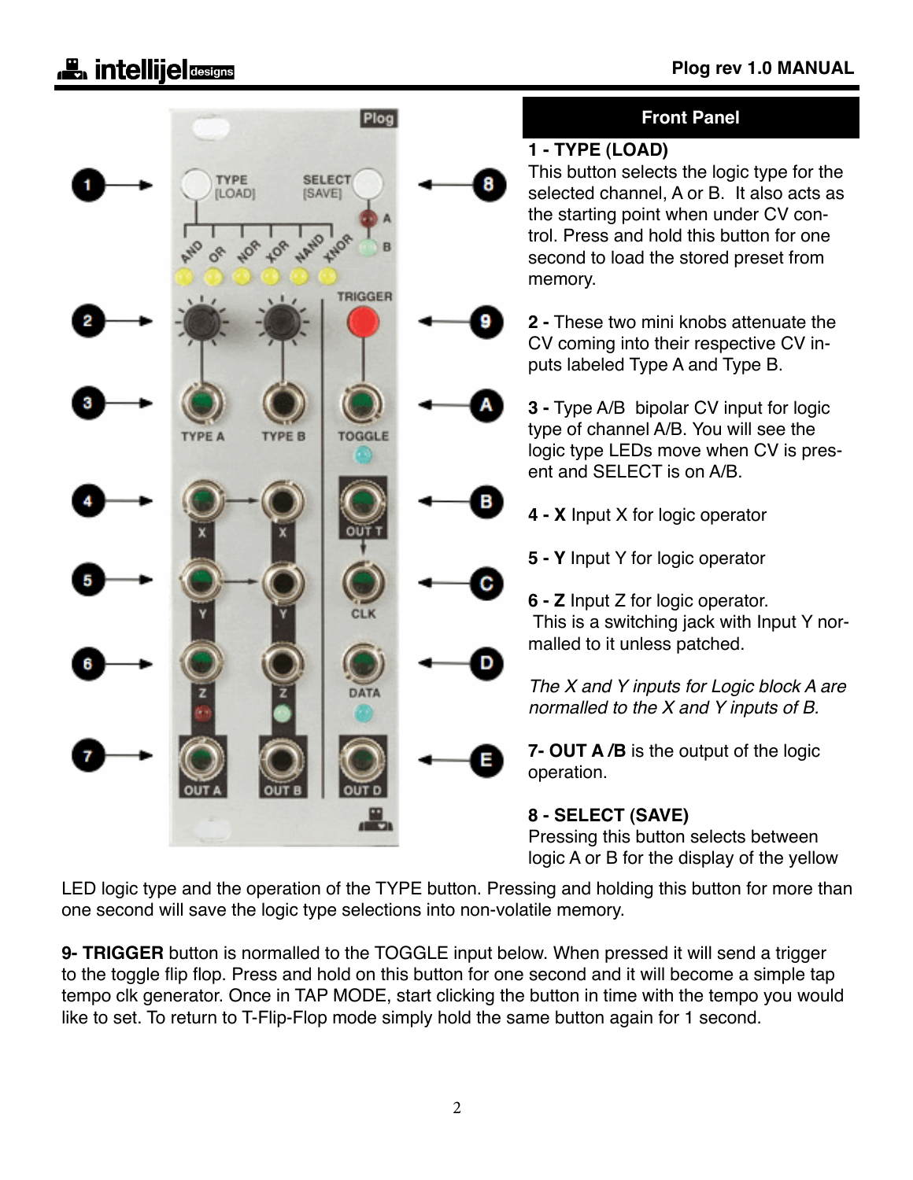## Front Panel

**1 - TYPE (LOAD)**
This button selects the logic type for the selected channel, A or B. It also acts as the starting point when under CV control. Press and hold this button for one second to load the stored preset from memory.

**2 -** These two mini knobs attenuate the CV coming into their respective CV inputs labeled Type A and Type B.

**3 -** Type A/B bipolar CV input for logic type of channel A/B. You will see the logic type LEDs move when CV is present and SELECT is on A/B.

**4 - X** Input X for logic operator

**5 - Y** Input Y for logic operator

**6 - Z** Input Z for logic operator.
This is a switching jack with Input Y normalled to it unless patched.

*The X and Y inputs for Logic block A are normalled to the X and Y inputs of B.*

**7- OUT A /B** is the output of the logic operation.

**8 - SELECT (SAVE)**
Pressing this button selects between logic A or B for the display of the yellow LED logic type and the operation of the TYPE button. Pressing and holding this button for more than one second will save the logic type selections into non-volatile memory.

**9- TRIGGER** button is normalled to the TOGGLE input below. When pressed it will send a trigger to the toggle flip flop. Press and hold on this button for one second and it will become a simple tap tempo clk generator. Once in TAP MODE, start clicking the button in time with the tempo you would like to set. To return to T-Flip-Flop mode simply hold the same button again for 1 second.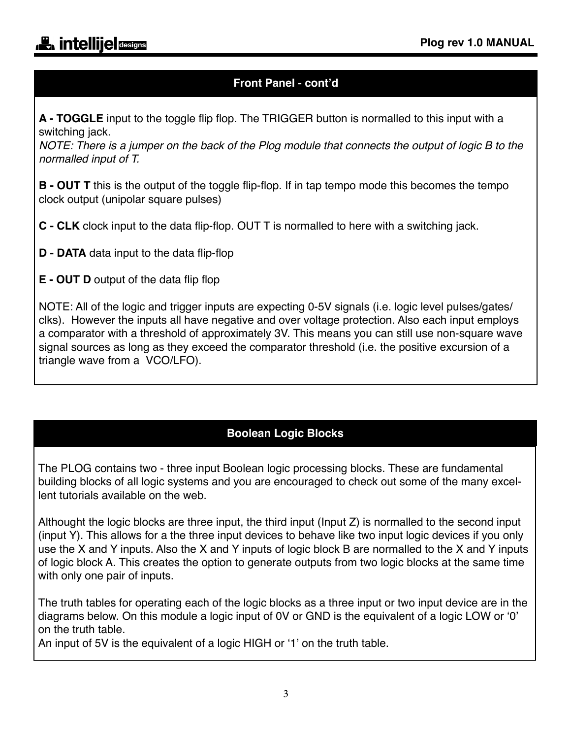## Front Panel - cont'd

**A - TOGGLE** input to the toggle flip flop. The TRIGGER button is normalled to this input with a switching jack.
*NOTE: There is a jumper on the back of the Plog module that connects the output of logic B to the normalled input of T.*

**B - OUT T** this is the output of the toggle flip-flop. If in tap tempo mode this becomes the tempo clock output (unipolar square pulses)

**C - CLK** clock input to the data flip-flop. OUT T is normalled to here with a switching jack.

**D - DATA** data input to the data flip-flop

**E - OUT D** output of the data flip flop

NOTE: All of the logic and trigger inputs are expecting 0-5V signals (i.e. logic level pulses/gates/clks). However the inputs all have negative and over voltage protection. Also each input employs a comparator with a threshold of approximately 3V. This means you can still use non-square wave signal sources as long as they exceed the comparator threshold (i.e. the positive excursion of a triangle wave from a VCO/LFO).

## Boolean Logic Blocks

The PLOG contains two - three input Boolean logic processing blocks. These are fundamental building blocks of all logic systems and you are encouraged to check out some of the many excellent tutorials available on the web.

Althought the logic blocks are three input, the third input (Input Z) is normalled to the second input (input Y). This allows for a the three input devices to behave like two input logic devices if you only use the X and Y inputs. Also the X and Y inputs of logic block B are normalled to the X and Y inputs of logic block A. This creates the option to generate outputs from two logic blocks at the same time with only one pair of inputs.

The truth tables for operating each of the logic blocks as a three input or two input device are in the diagrams below. On this module a logic input of 0V or GND is the equivalent of a logic LOW or '0' on the truth table.
An input of 5V is the equivalent of a logic HIGH or '1' on the truth table.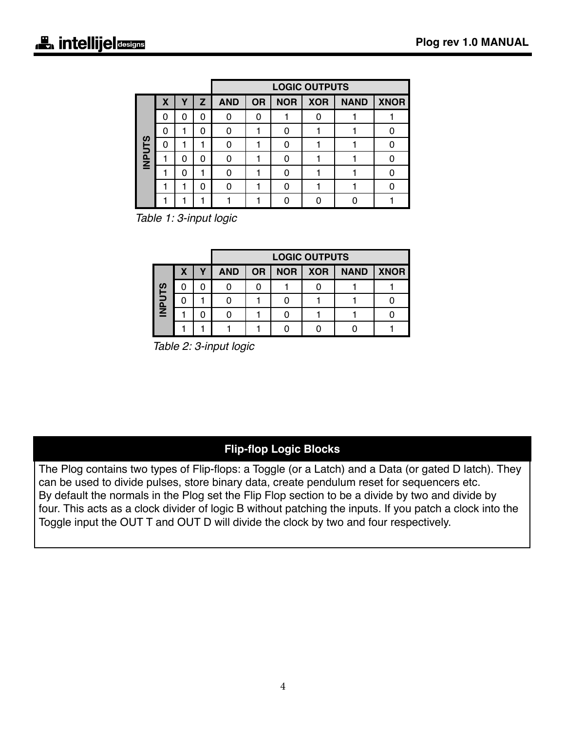| INPUTS | | | LOGIC OUTPUTS | | | | | |
|---|---|---|---|---|---|---|---|---|
| X | Y | Z | AND | OR | NOR | XOR | NAND | XNOR |
| 0 | 0 | 0 | 0 | 0 | 1 | 0 | 1 | 1 |
| 0 | 1 | 0 | 0 | 1 | 0 | 1 | 1 | 0 |
| 0 | 1 | 1 | 0 | 1 | 0 | 1 | 1 | 0 |
| 1 | 0 | 0 | 0 | 1 | 0 | 1 | 1 | 0 |
| 1 | 0 | 1 | 0 | 1 | 0 | 1 | 1 | 0 |
| 1 | 1 | 0 | 0 | 1 | 0 | 1 | 1 | 0 |
| 1 | 1 | 1 | 1 | 1 | 0 | 0 | 0 | 1 |

*Table 1: 3-input logic*

| INPUTS | | LOGIC OUTPUTS | | | | | |
|---|---|---|---|---|---|---|---|
| X | Y | AND | OR | NOR | XOR | NAND | XNOR |
| 0 | 0 | 0 | 0 | 1 | 0 | 1 | 1 |
| 0 | 1 | 0 | 1 | 0 | 1 | 1 | 0 |
| 1 | 0 | 0 | 1 | 0 | 1 | 1 | 0 |
| 1 | 1 | 1 | 1 | 0 | 0 | 0 | 1 |

*Table 2: 3-input logic*

## Flip-flop Logic Blocks

The Plog contains two types of Flip-flops: a Toggle (or a Latch) and a Data (or gated D latch). They can be used to divide pulses, store binary data, create pendulum reset for sequencers etc.
By default the normals in the Plog set the Flip Flop section to be a divide by two and divide by four. This acts as a clock divider of logic B without patching the inputs. If you patch a clock into the Toggle input the OUT T and OUT D will divide the clock by two and four respectively.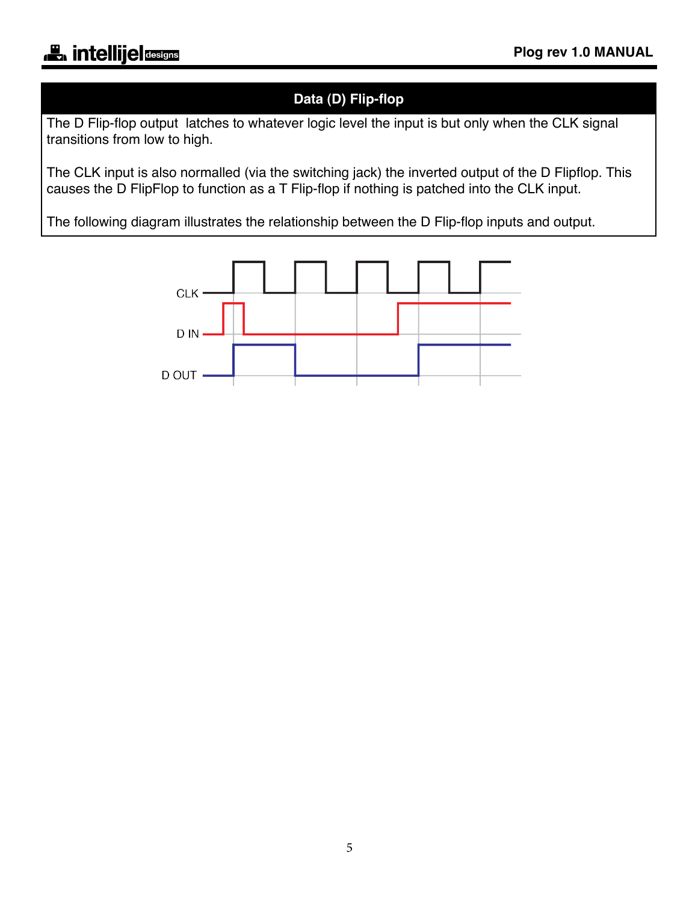## Data (D) Flip-flop

The D Flip-flop output latches to whatever logic level the input is but only when the CLK signal transitions from low to high.

The CLK input is also normalled (via the switching jack) the inverted output of the D Flipflop. This causes the D FlipFlop to function as a T Flip-flop if nothing is patched into the CLK input.

The following diagram illustrates the relationship between the D Flip-flop inputs and output.

CLK

D IN

D OUT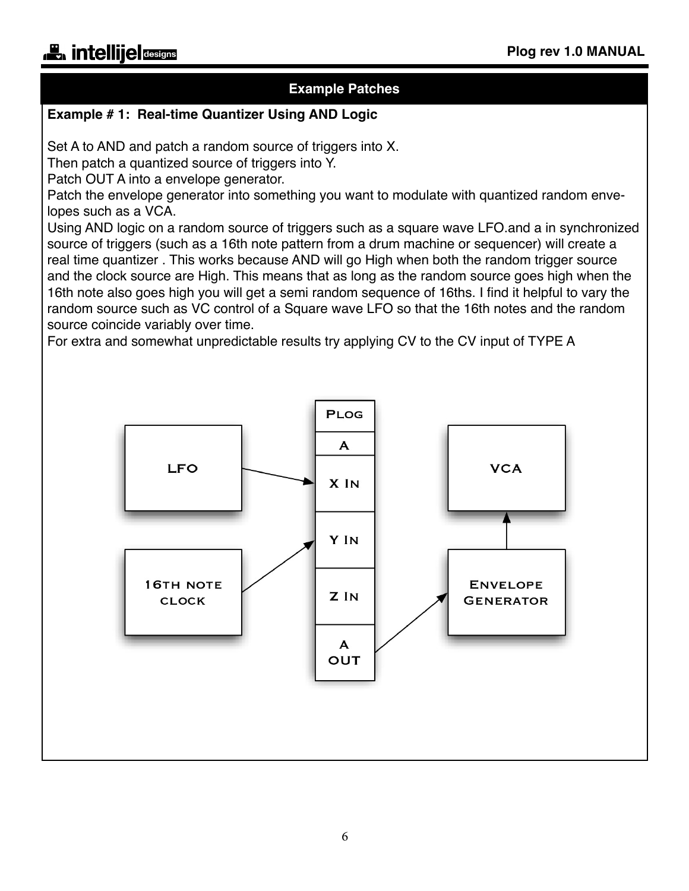## Example Patches

### Example # 1: Real-time Quantizer Using AND Logic

Set A to AND and patch a random source of triggers into X.
Then patch a quantized source of triggers into Y.
Patch OUT A into a envelope generator.
Patch the envelope generator into something you want to modulate with quantized random envelopes such as a VCA.
Using AND logic on a random source of triggers such as a square wave LFO.and a in synchronized source of triggers (such as a 16th note pattern from a drum machine or sequencer) will create a real time quantizer . This works because AND will go High when both the random trigger source and the clock source are High. This means that as long as the random source goes high when the 16th note also goes high you will get a semi random sequence of 16ths. I find it helpful to vary the random source such as VC control of a Square wave LFO so that the 16th notes and the random source coincide variably over time.
For extra and somewhat unpredictable results try applying CV to the CV input of TYPE A

LFO → Plog A X In
16th note clock → Plog A Y In
Plog A OUT → Envelope Generator → VCA

(Plog module: A — X In, Y In, Z In, A OUT)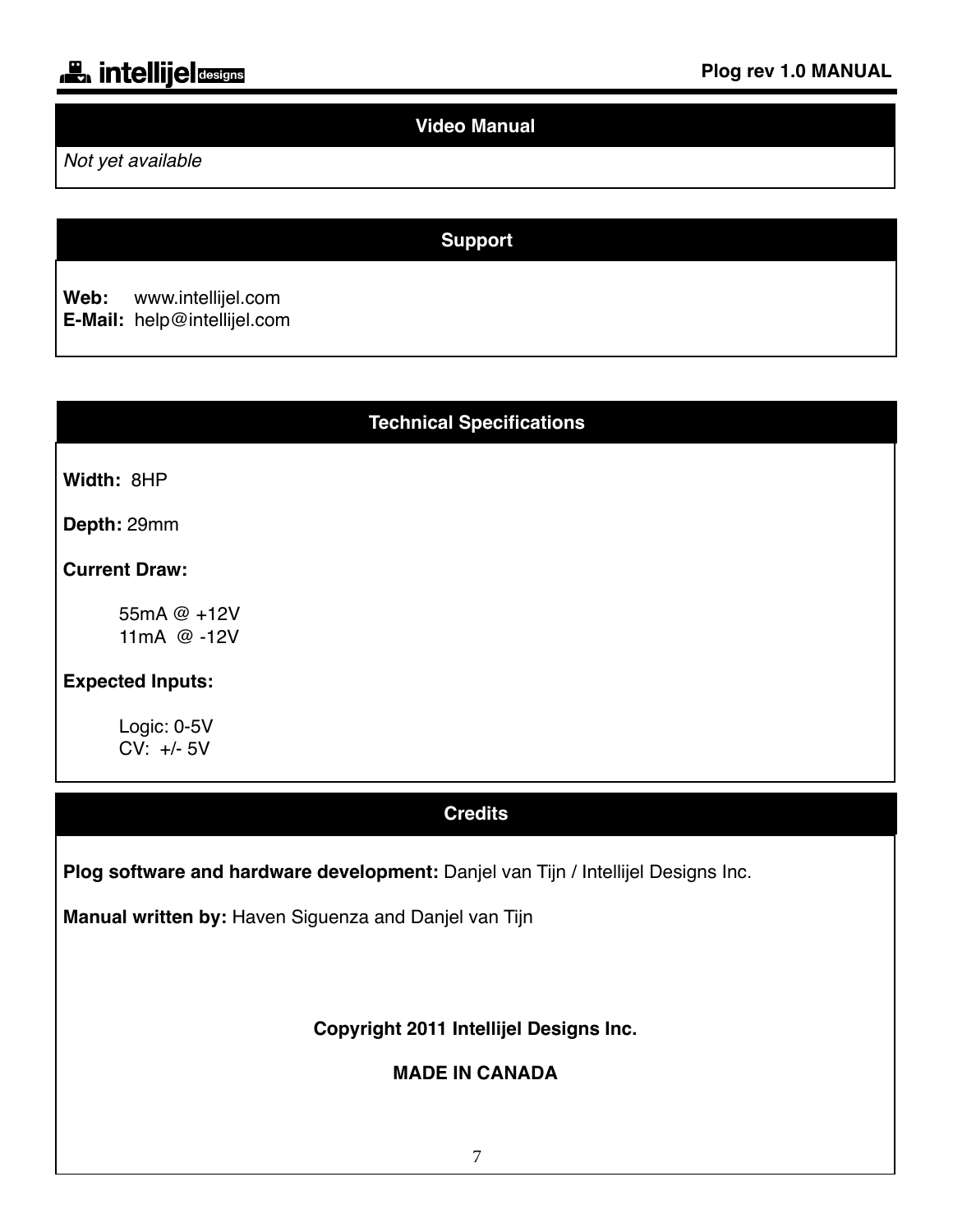## Video Manual

*Not yet available*

## Support

**Web:** www.intellijel.com
**E-Mail:** help@intellijel.com

## Technical Specifications

**Width:** 8HP

**Depth:** 29mm

**Current Draw:**

55mA @ +12V
11mA @ -12V

**Expected Inputs:**

Logic: 0-5V
CV: +/- 5V

## Credits

**Plog software and hardware development:** Danjel van Tijn / Intellijel Designs Inc.

**Manual written by:** Haven Siguenza and Danjel van Tijn

**Copyright 2011 Intellijel Designs Inc.**

**MADE IN CANADA**